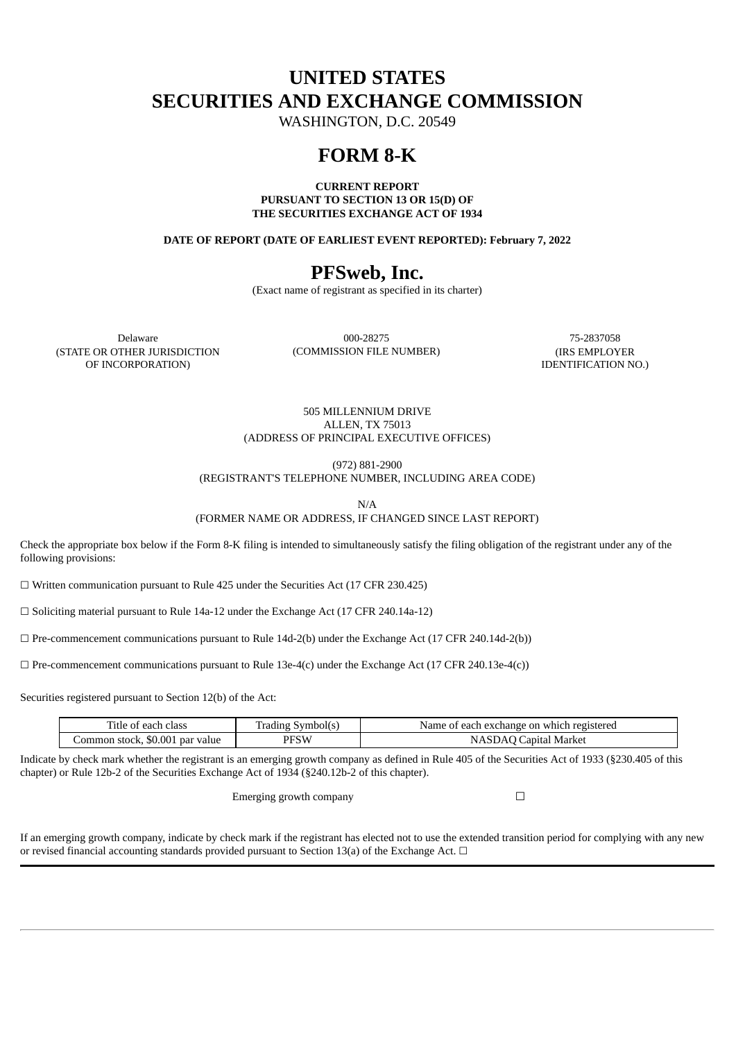# UNITED STATES
# SECURITIES AND EXCHANGE COMMISSION

WASHINGTON, D.C. 20549

# FORM 8-K

**CURRENT REPORT**
**PURSUANT TO SECTION 13 OR 15(D) OF**
**THE SECURITIES EXCHANGE ACT OF 1934**

**DATE OF REPORT (DATE OF EARLIEST EVENT REPORTED): February 7, 2022**

# PFSweb, Inc.

(Exact name of registrant as specified in its charter)

| Delaware | 000-28275 | 75-2837058 |
|---|---|---|
| (STATE OR OTHER JURISDICTION OF INCORPORATION) | (COMMISSION FILE NUMBER) | (IRS EMPLOYER IDENTIFICATION NO.) |

505 MILLENNIUM DRIVE
ALLEN, TX 75013
(ADDRESS OF PRINCIPAL EXECUTIVE OFFICES)

(972) 881-2900
(REGISTRANT'S TELEPHONE NUMBER, INCLUDING AREA CODE)

N/A
(FORMER NAME OR ADDRESS, IF CHANGED SINCE LAST REPORT)

Check the appropriate box below if the Form 8-K filing is intended to simultaneously satisfy the filing obligation of the registrant under any of the following provisions:

☐ Written communication pursuant to Rule 425 under the Securities Act (17 CFR 230.425)

☐ Soliciting material pursuant to Rule 14a-12 under the Exchange Act (17 CFR 240.14a-12)

☐ Pre-commencement communications pursuant to Rule 14d-2(b) under the Exchange Act (17 CFR 240.14d-2(b))

☐ Pre-commencement communications pursuant to Rule 13e-4(c) under the Exchange Act (17 CFR 240.13e-4(c))

Securities registered pursuant to Section 12(b) of the Act:

| Title of each class | Trading Symbol(s) | Name of each exchange on which registered |
|---|---|---|
| Common stock, $0.001 par value | PFSW | NASDAQ Capital Market |

Indicate by check mark whether the registrant is an emerging growth company as defined in Rule 405 of the Securities Act of 1933 (§230.405 of this chapter) or Rule 12b-2 of the Securities Exchange Act of 1934 (§240.12b-2 of this chapter).

Emerging growth company ☐

If an emerging growth company, indicate by check mark if the registrant has elected not to use the extended transition period for complying with any new or revised financial accounting standards provided pursuant to Section 13(a) of the Exchange Act. ☐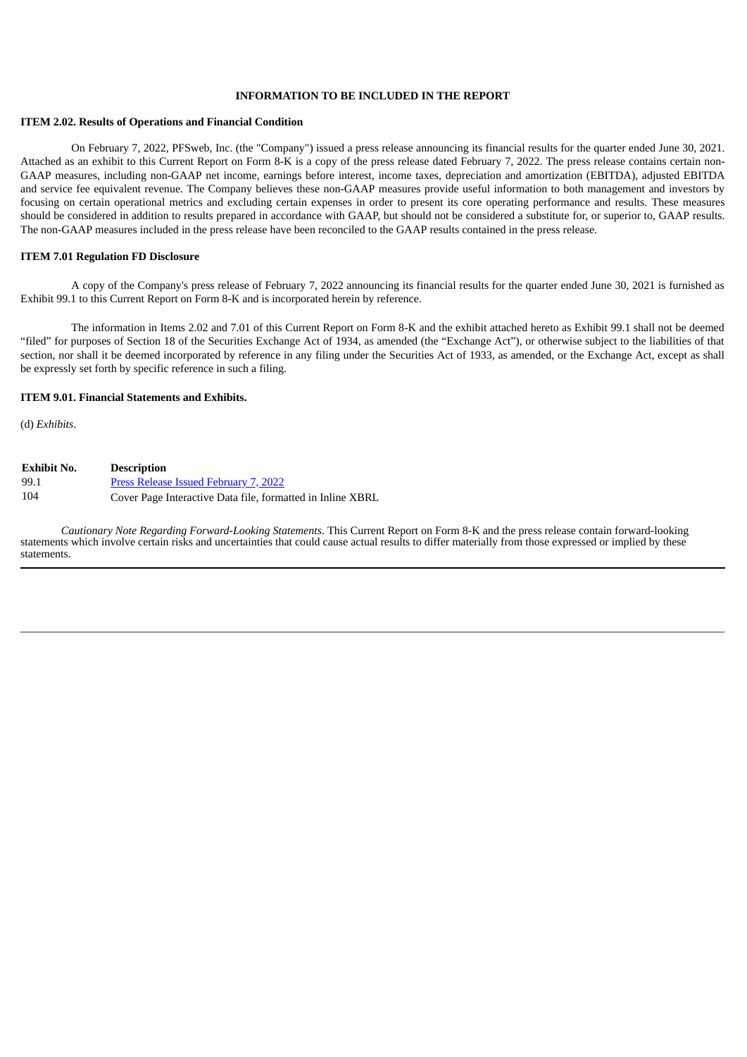**INFORMATION TO BE INCLUDED IN THE REPORT**

**ITEM 2.02. Results of Operations and Financial Condition**

On February 7, 2022, PFSweb, Inc. (the "Company") issued a press release announcing its financial results for the quarter ended June 30, 2021. Attached as an exhibit to this Current Report on Form 8-K is a copy of the press release dated February 7, 2022. The press release contains certain non-GAAP measures, including non-GAAP net income, earnings before interest, income taxes, depreciation and amortization (EBITDA), adjusted EBITDA and service fee equivalent revenue. The Company believes these non-GAAP measures provide useful information to both management and investors by focusing on certain operational metrics and excluding certain expenses in order to present its core operating performance and results. These measures should be considered in addition to results prepared in accordance with GAAP, but should not be considered a substitute for, or superior to, GAAP results. The non-GAAP measures included in the press release have been reconciled to the GAAP results contained in the press release.

**ITEM 7.01 Regulation FD Disclosure**

A copy of the Company's press release of February 7, 2022 announcing its financial results for the quarter ended June 30, 2021 is furnished as Exhibit 99.1 to this Current Report on Form 8-K and is incorporated herein by reference.

The information in Items 2.02 and 7.01 of this Current Report on Form 8-K and the exhibit attached hereto as Exhibit 99.1 shall not be deemed "filed" for purposes of Section 18 of the Securities Exchange Act of 1934, as amended (the "Exchange Act"), or otherwise subject to the liabilities of that section, nor shall it be deemed incorporated by reference in any filing under the Securities Act of 1933, as amended, or the Exchange Act, except as shall be expressly set forth by specific reference in such a filing.

**ITEM 9.01. Financial Statements and Exhibits.**

(d) *Exhibits*.

| **Exhibit No.** | **Description** |
|---|---|
| 99.1 | Press Release Issued February 7, 2022 |
| 104 | Cover Page Interactive Data file, formatted in Inline XBRL |

*Cautionary Note Regarding Forward-Looking Statements*. This Current Report on Form 8-K and the press release contain forward-looking statements which involve certain risks and uncertainties that could cause actual results to differ materially from those expressed or implied by these statements.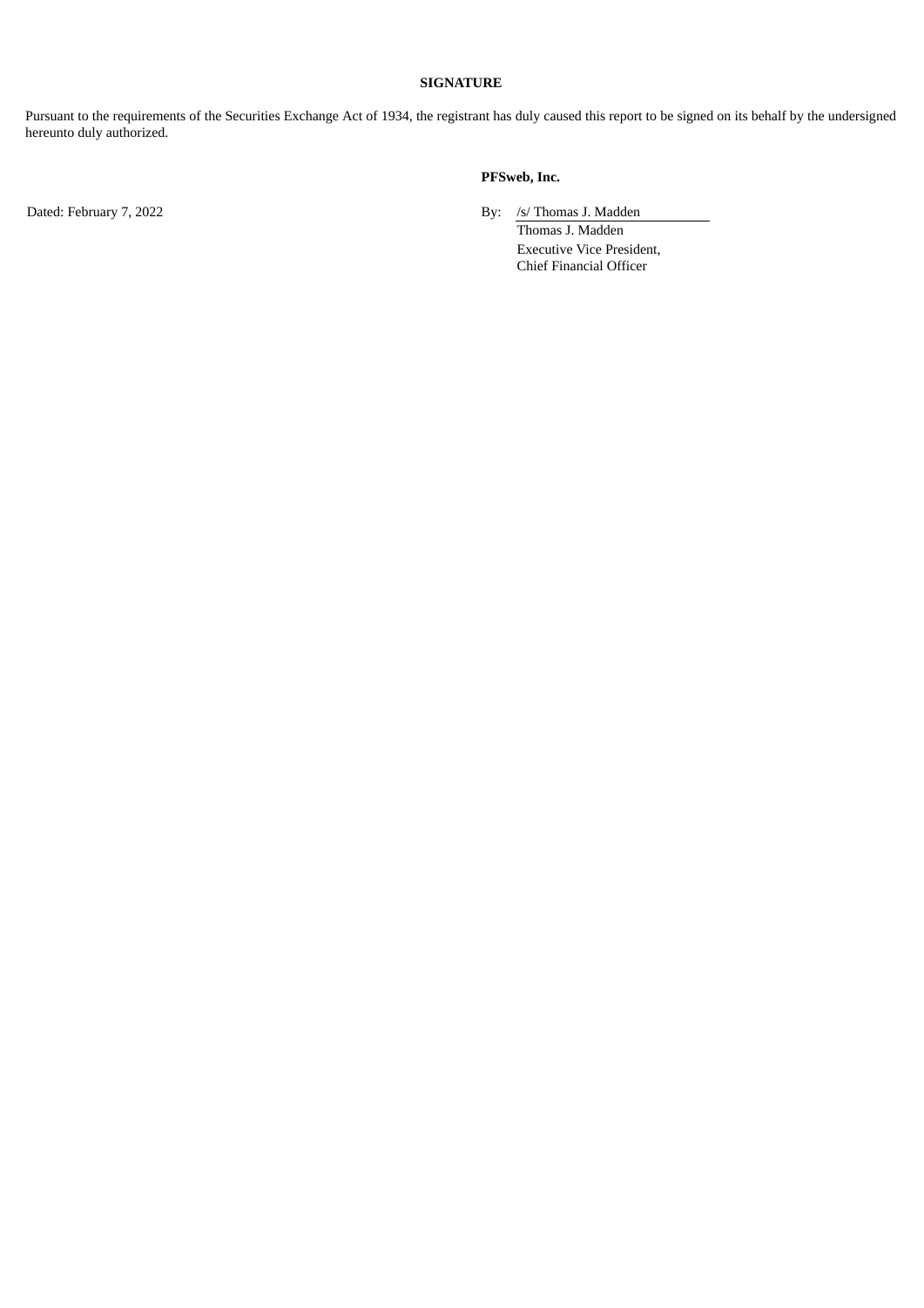**SIGNATURE**

Pursuant to the requirements of the Securities Exchange Act of 1934, the registrant has duly caused this report to be signed on its behalf by the undersigned hereunto duly authorized.

**PFSweb, Inc.**

Dated: February 7, 2022

By: /s/ Thomas J. Madden
Thomas J. Madden
Executive Vice President,
Chief Financial Officer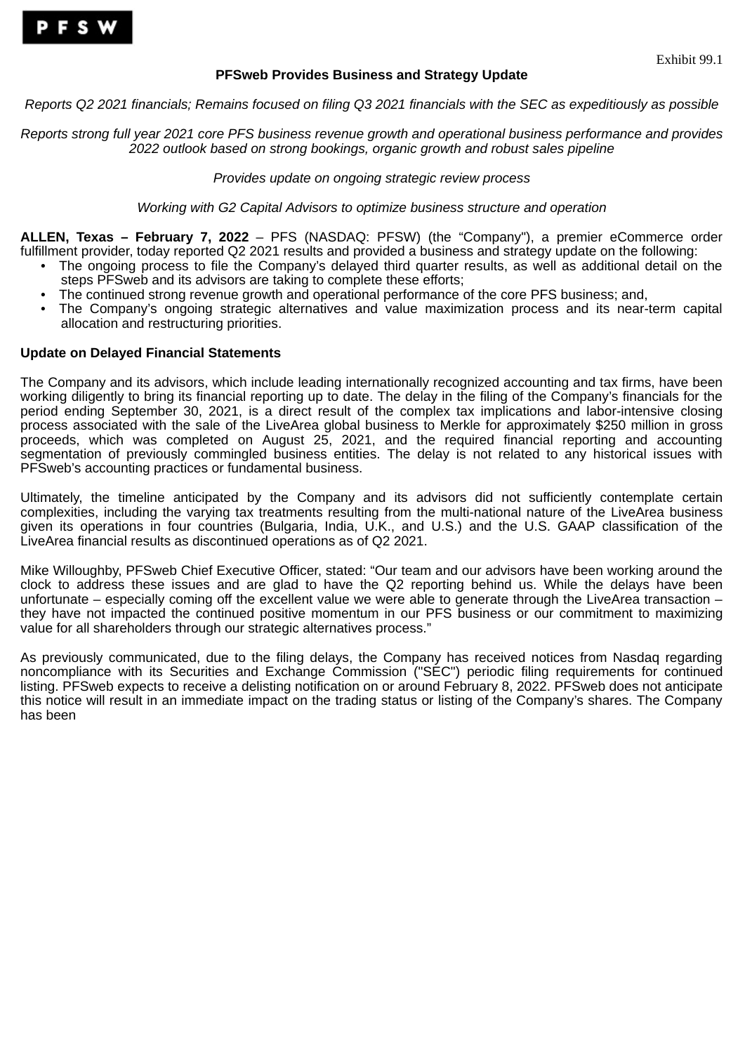PFSW

Exhibit 99.1

**PFSweb Provides Business and Strategy Update**

*Reports Q2 2021 financials; Remains focused on filing Q3 2021 financials with the SEC as expeditiously as possible*

*Reports strong full year 2021 core PFS business revenue growth and operational business performance and provides 2022 outlook based on strong bookings, organic growth and robust sales pipeline*

*Provides update on ongoing strategic review process*

*Working with G2 Capital Advisors to optimize business structure and operation*

**ALLEN, Texas – February 7, 2022** – PFS (NASDAQ: PFSW) (the "Company"), a premier eCommerce order fulfillment provider, today reported Q2 2021 results and provided a business and strategy update on the following:

- The ongoing process to file the Company's delayed third quarter results, as well as additional detail on the steps PFSweb and its advisors are taking to complete these efforts;
- The continued strong revenue growth and operational performance of the core PFS business; and,
- The Company's ongoing strategic alternatives and value maximization process and its near-term capital allocation and restructuring priorities.

**Update on Delayed Financial Statements**

The Company and its advisors, which include leading internationally recognized accounting and tax firms, have been working diligently to bring its financial reporting up to date. The delay in the filing of the Company's financials for the period ending September 30, 2021, is a direct result of the complex tax implications and labor-intensive closing process associated with the sale of the LiveArea global business to Merkle for approximately $250 million in gross proceeds, which was completed on August 25, 2021, and the required financial reporting and accounting segmentation of previously commingled business entities. The delay is not related to any historical issues with PFSweb's accounting practices or fundamental business.

Ultimately, the timeline anticipated by the Company and its advisors did not sufficiently contemplate certain complexities, including the varying tax treatments resulting from the multi-national nature of the LiveArea business given its operations in four countries (Bulgaria, India, U.K., and U.S.) and the U.S. GAAP classification of the LiveArea financial results as discontinued operations as of Q2 2021.

Mike Willoughby, PFSweb Chief Executive Officer, stated: "Our team and our advisors have been working around the clock to address these issues and are glad to have the Q2 reporting behind us. While the delays have been unfortunate – especially coming off the excellent value we were able to generate through the LiveArea transaction – they have not impacted the continued positive momentum in our PFS business or our commitment to maximizing value for all shareholders through our strategic alternatives process."

As previously communicated, due to the filing delays, the Company has received notices from Nasdaq regarding noncompliance with its Securities and Exchange Commission ("SEC") periodic filing requirements for continued listing. PFSweb expects to receive a delisting notification on or around February 8, 2022. PFSweb does not anticipate this notice will result in an immediate impact on the trading status or listing of the Company's shares. The Company has been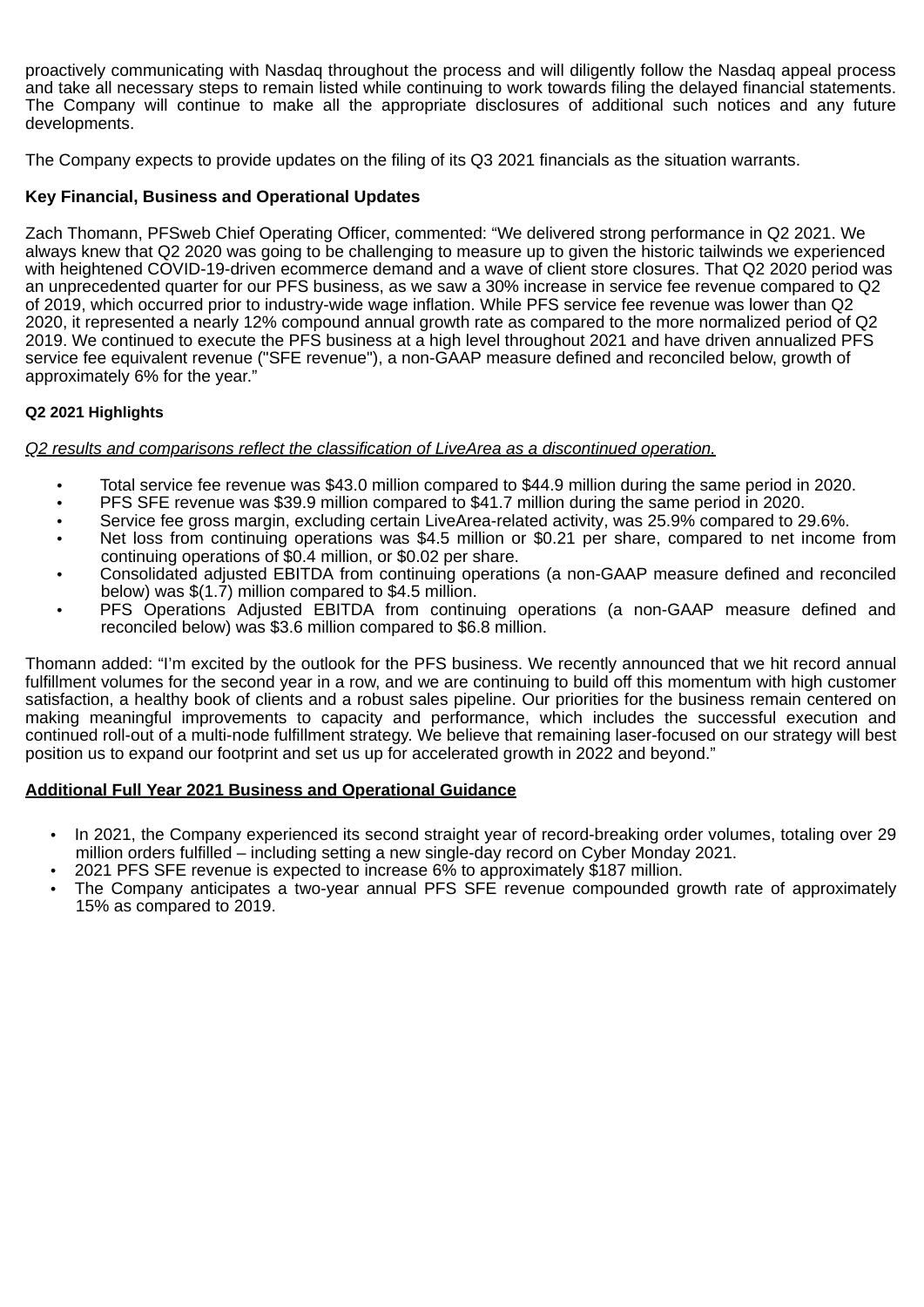proactively communicating with Nasdaq throughout the process and will diligently follow the Nasdaq appeal process and take all necessary steps to remain listed while continuing to work towards filing the delayed financial statements. The Company will continue to make all the appropriate disclosures of additional such notices and any future developments.

The Company expects to provide updates on the filing of its Q3 2021 financials as the situation warrants.

**Key Financial, Business and Operational Updates**

Zach Thomann, PFSweb Chief Operating Officer, commented: "We delivered strong performance in Q2 2021. We always knew that Q2 2020 was going to be challenging to measure up to given the historic tailwinds we experienced with heightened COVID-19-driven ecommerce demand and a wave of client store closures. That Q2 2020 period was an unprecedented quarter for our PFS business, as we saw a 30% increase in service fee revenue compared to Q2 of 2019, which occurred prior to industry-wide wage inflation. While PFS service fee revenue was lower than Q2 2020, it represented a nearly 12% compound annual growth rate as compared to the more normalized period of Q2 2019. We continued to execute the PFS business at a high level throughout 2021 and have driven annualized PFS service fee equivalent revenue ("SFE revenue"), a non-GAAP measure defined and reconciled below, growth of approximately 6% for the year."

**Q2 2021 Highlights**

*Q2 results and comparisons reflect the classification of LiveArea as a discontinued operation.*

- Total service fee revenue was $43.0 million compared to $44.9 million during the same period in 2020.
- PFS SFE revenue was $39.9 million compared to $41.7 million during the same period in 2020.
- Service fee gross margin, excluding certain LiveArea-related activity, was 25.9% compared to 29.6%.
- Net loss from continuing operations was $4.5 million or $0.21 per share, compared to net income from continuing operations of $0.4 million, or $0.02 per share.
- Consolidated adjusted EBITDA from continuing operations (a non-GAAP measure defined and reconciled below) was $(1.7) million compared to $4.5 million.
- PFS Operations Adjusted EBITDA from continuing operations (a non-GAAP measure defined and reconciled below) was $3.6 million compared to $6.8 million.

Thomann added: "I'm excited by the outlook for the PFS business. We recently announced that we hit record annual fulfillment volumes for the second year in a row, and we are continuing to build off this momentum with high customer satisfaction, a healthy book of clients and a robust sales pipeline. Our priorities for the business remain centered on making meaningful improvements to capacity and performance, which includes the successful execution and continued roll-out of a multi-node fulfillment strategy. We believe that remaining laser-focused on our strategy will best position us to expand our footprint and set us up for accelerated growth in 2022 and beyond."

**Additional Full Year 2021 Business and Operational Guidance**

- In 2021, the Company experienced its second straight year of record-breaking order volumes, totaling over 29 million orders fulfilled – including setting a new single-day record on Cyber Monday 2021.
- 2021 PFS SFE revenue is expected to increase 6% to approximately $187 million.
- The Company anticipates a two-year annual PFS SFE revenue compounded growth rate of approximately 15% as compared to 2019.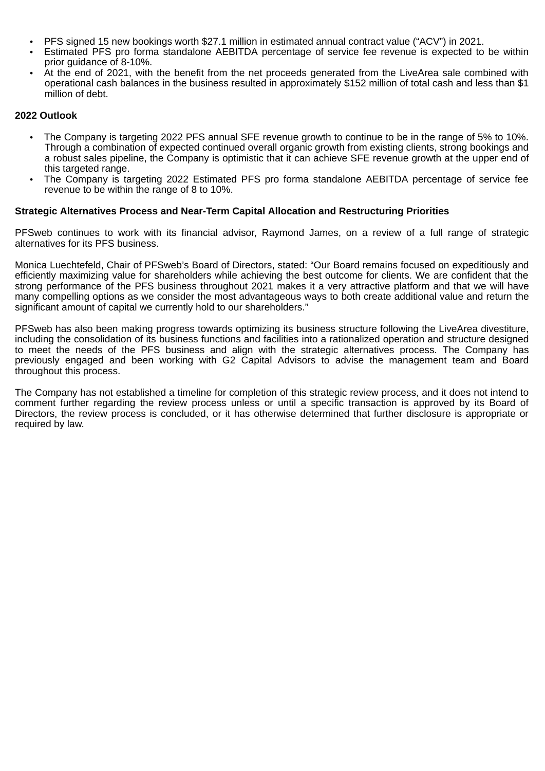- PFS signed 15 new bookings worth $27.1 million in estimated annual contract value ("ACV") in 2021.
- Estimated PFS pro forma standalone AEBITDA percentage of service fee revenue is expected to be within prior guidance of 8-10%.
- At the end of 2021, with the benefit from the net proceeds generated from the LiveArea sale combined with operational cash balances in the business resulted in approximately $152 million of total cash and less than $1 million of debt.

**2022 Outlook**

- The Company is targeting 2022 PFS annual SFE revenue growth to continue to be in the range of 5% to 10%. Through a combination of expected continued overall organic growth from existing clients, strong bookings and a robust sales pipeline, the Company is optimistic that it can achieve SFE revenue growth at the upper end of this targeted range.
- The Company is targeting 2022 Estimated PFS pro forma standalone AEBITDA percentage of service fee revenue to be within the range of 8 to 10%.

**Strategic Alternatives Process and Near-Term Capital Allocation and Restructuring Priorities**

PFSweb continues to work with its financial advisor, Raymond James, on a review of a full range of strategic alternatives for its PFS business.

Monica Luechtefeld, Chair of PFSweb's Board of Directors, stated: "Our Board remains focused on expeditiously and efficiently maximizing value for shareholders while achieving the best outcome for clients. We are confident that the strong performance of the PFS business throughout 2021 makes it a very attractive platform and that we will have many compelling options as we consider the most advantageous ways to both create additional value and return the significant amount of capital we currently hold to our shareholders."

PFSweb has also been making progress towards optimizing its business structure following the LiveArea divestiture, including the consolidation of its business functions and facilities into a rationalized operation and structure designed to meet the needs of the PFS business and align with the strategic alternatives process. The Company has previously engaged and been working with G2 Capital Advisors to advise the management team and Board throughout this process.

The Company has not established a timeline for completion of this strategic review process, and it does not intend to comment further regarding the review process unless or until a specific transaction is approved by its Board of Directors, the review process is concluded, or it has otherwise determined that further disclosure is appropriate or required by law.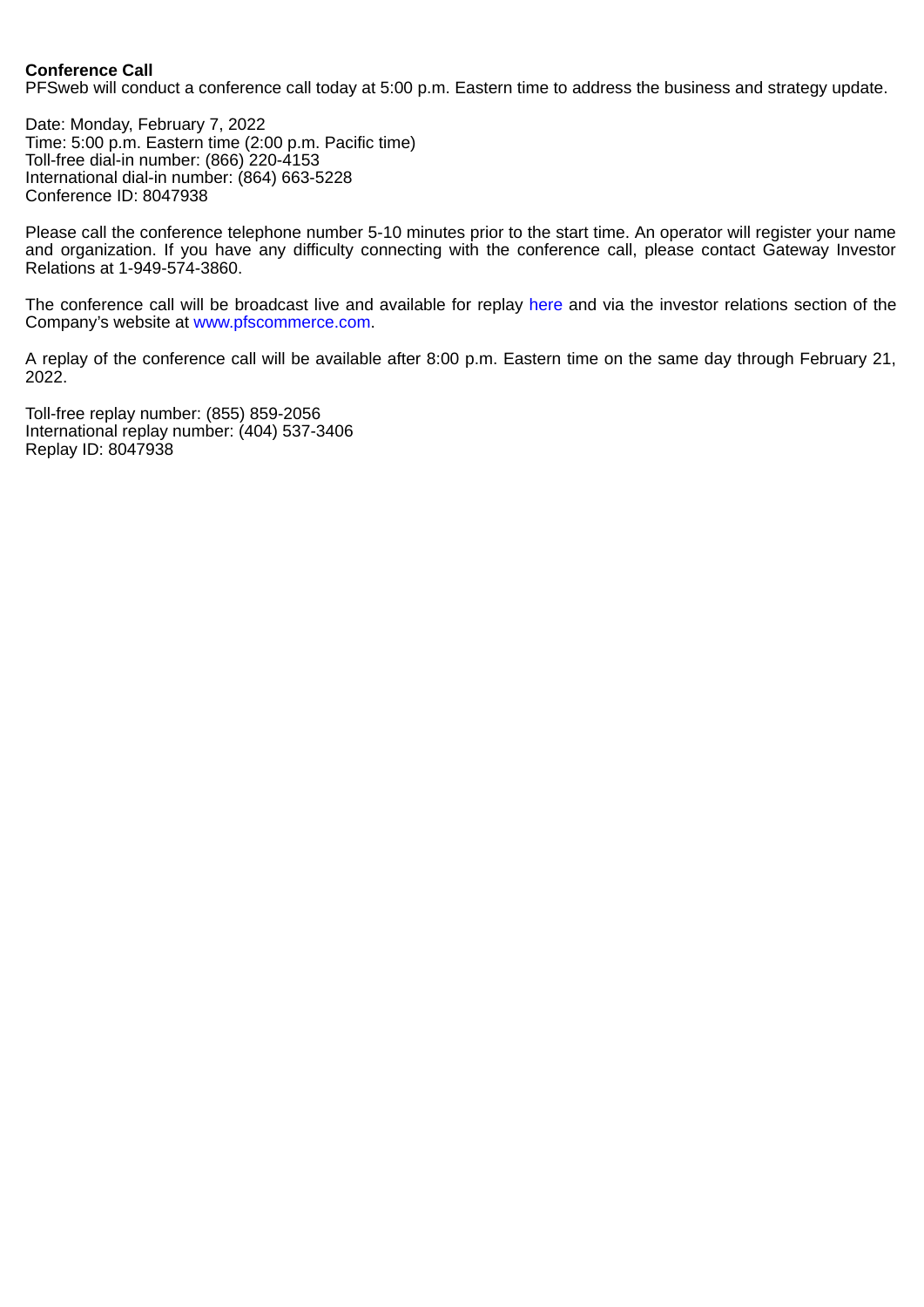**Conference Call**
PFSweb will conduct a conference call today at 5:00 p.m. Eastern time to address the business and strategy update.

Date: Monday, February 7, 2022
Time: 5:00 p.m. Eastern time (2:00 p.m. Pacific time)
Toll-free dial-in number: (866) 220-4153
International dial-in number: (864) 663-5228
Conference ID: 8047938

Please call the conference telephone number 5-10 minutes prior to the start time. An operator will register your name and organization. If you have any difficulty connecting with the conference call, please contact Gateway Investor Relations at 1-949-574-3860.

The conference call will be broadcast live and available for replay here and via the investor relations section of the Company's website at www.pfscommerce.com.

A replay of the conference call will be available after 8:00 p.m. Eastern time on the same day through February 21, 2022.

Toll-free replay number: (855) 859-2056
International replay number: (404) 537-3406
Replay ID: 8047938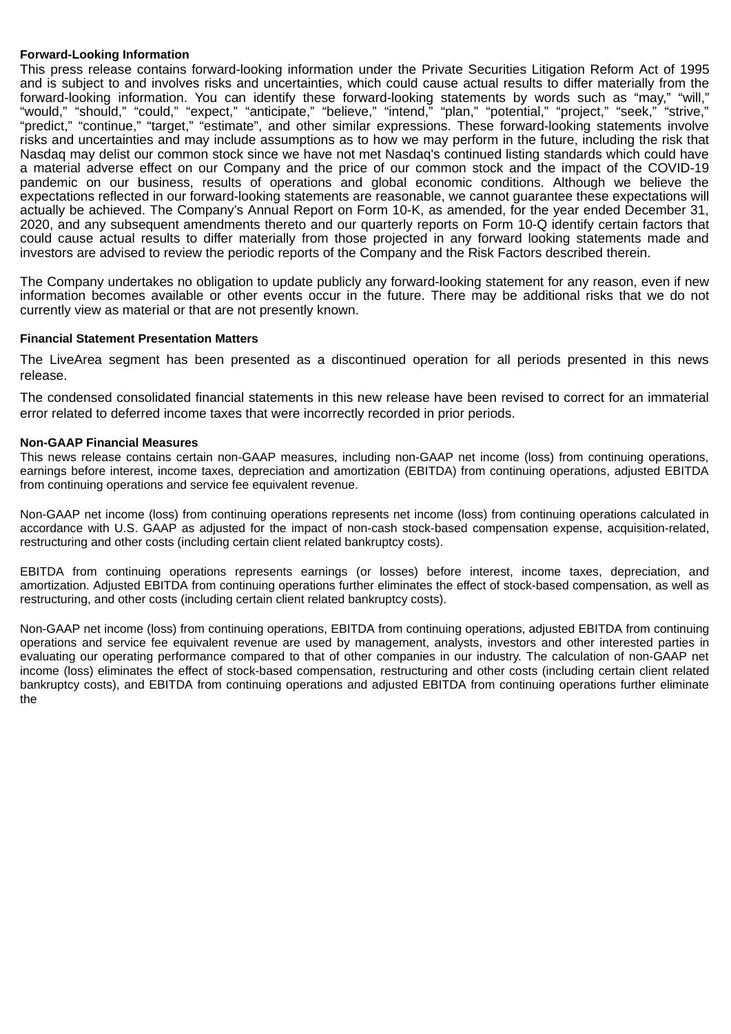**Forward-Looking Information**

This press release contains forward-looking information under the Private Securities Litigation Reform Act of 1995 and is subject to and involves risks and uncertainties, which could cause actual results to differ materially from the forward-looking information. You can identify these forward-looking statements by words such as "may," "will," "would," "should," "could," "expect," "anticipate," "believe," "intend," "plan," "potential," "project," "seek," "strive," "predict," "continue," "target," "estimate", and other similar expressions. These forward-looking statements involve risks and uncertainties and may include assumptions as to how we may perform in the future, including the risk that Nasdaq may delist our common stock since we have not met Nasdaq's continued listing standards which could have a material adverse effect on our Company and the price of our common stock and the impact of the COVID-19 pandemic on our business, results of operations and global economic conditions. Although we believe the expectations reflected in our forward-looking statements are reasonable, we cannot guarantee these expectations will actually be achieved. The Company's Annual Report on Form 10-K, as amended, for the year ended December 31, 2020, and any subsequent amendments thereto and our quarterly reports on Form 10-Q identify certain factors that could cause actual results to differ materially from those projected in any forward looking statements made and investors are advised to review the periodic reports of the Company and the Risk Factors described therein.

The Company undertakes no obligation to update publicly any forward-looking statement for any reason, even if new information becomes available or other events occur in the future. There may be additional risks that we do not currently view as material or that are not presently known.

**Financial Statement Presentation Matters**

The LiveArea segment has been presented as a discontinued operation for all periods presented in this news release.

The condensed consolidated financial statements in this new release have been revised to correct for an immaterial error related to deferred income taxes that were incorrectly recorded in prior periods.

**Non-GAAP Financial Measures**

This news release contains certain non-GAAP measures, including non-GAAP net income (loss) from continuing operations, earnings before interest, income taxes, depreciation and amortization (EBITDA) from continuing operations, adjusted EBITDA from continuing operations and service fee equivalent revenue.

Non-GAAP net income (loss) from continuing operations represents net income (loss) from continuing operations calculated in accordance with U.S. GAAP as adjusted for the impact of non-cash stock-based compensation expense, acquisition-related, restructuring and other costs (including certain client related bankruptcy costs).

EBITDA from continuing operations represents earnings (or losses) before interest, income taxes, depreciation, and amortization. Adjusted EBITDA from continuing operations further eliminates the effect of stock-based compensation, as well as restructuring, and other costs (including certain client related bankruptcy costs).

Non-GAAP net income (loss) from continuing operations, EBITDA from continuing operations, adjusted EBITDA from continuing operations and service fee equivalent revenue are used by management, analysts, investors and other interested parties in evaluating our operating performance compared to that of other companies in our industry. The calculation of non-GAAP net income (loss) eliminates the effect of stock-based compensation, restructuring and other costs (including certain client related bankruptcy costs), and EBITDA from continuing operations and adjusted EBITDA from continuing operations further eliminate the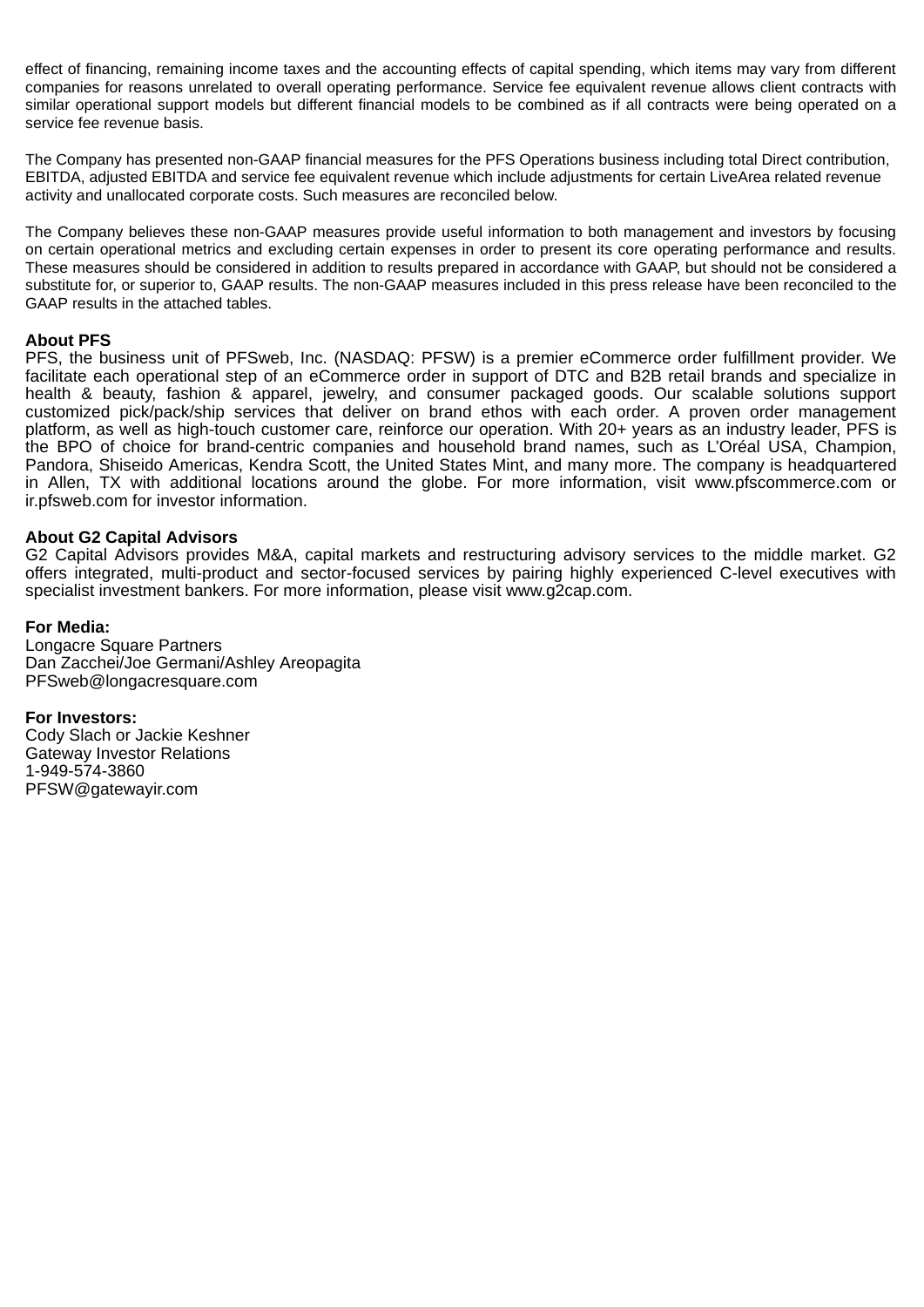effect of financing, remaining income taxes and the accounting effects of capital spending, which items may vary from different companies for reasons unrelated to overall operating performance. Service fee equivalent revenue allows client contracts with similar operational support models but different financial models to be combined as if all contracts were being operated on a service fee revenue basis.

The Company has presented non-GAAP financial measures for the PFS Operations business including total Direct contribution, EBITDA, adjusted EBITDA and service fee equivalent revenue which include adjustments for certain LiveArea related revenue activity and unallocated corporate costs. Such measures are reconciled below.

The Company believes these non-GAAP measures provide useful information to both management and investors by focusing on certain operational metrics and excluding certain expenses in order to present its core operating performance and results. These measures should be considered in addition to results prepared in accordance with GAAP, but should not be considered a substitute for, or superior to, GAAP results. The non-GAAP measures included in this press release have been reconciled to the GAAP results in the attached tables.

**About PFS**
PFS, the business unit of PFSweb, Inc. (NASDAQ: PFSW) is a premier eCommerce order fulfillment provider. We facilitate each operational step of an eCommerce order in support of DTC and B2B retail brands and specialize in health & beauty, fashion & apparel, jewelry, and consumer packaged goods. Our scalable solutions support customized pick/pack/ship services that deliver on brand ethos with each order. A proven order management platform, as well as high-touch customer care, reinforce our operation. With 20+ years as an industry leader, PFS is the BPO of choice for brand-centric companies and household brand names, such as L'Oréal USA, Champion, Pandora, Shiseido Americas, Kendra Scott, the United States Mint, and many more. The company is headquartered in Allen, TX with additional locations around the globe. For more information, visit www.pfscommerce.com or ir.pfsweb.com for investor information.

**About G2 Capital Advisors**
G2 Capital Advisors provides M&A, capital markets and restructuring advisory services to the middle market. G2 offers integrated, multi-product and sector-focused services by pairing highly experienced C-level executives with specialist investment bankers. For more information, please visit www.g2cap.com.

**For Media:**
Longacre Square Partners
Dan Zacchei/Joe Germani/Ashley Areopagita
PFSweb@longacresquare.com

**For Investors:**
Cody Slach or Jackie Keshner
Gateway Investor Relations
1-949-574-3860
PFSW@gatewayir.com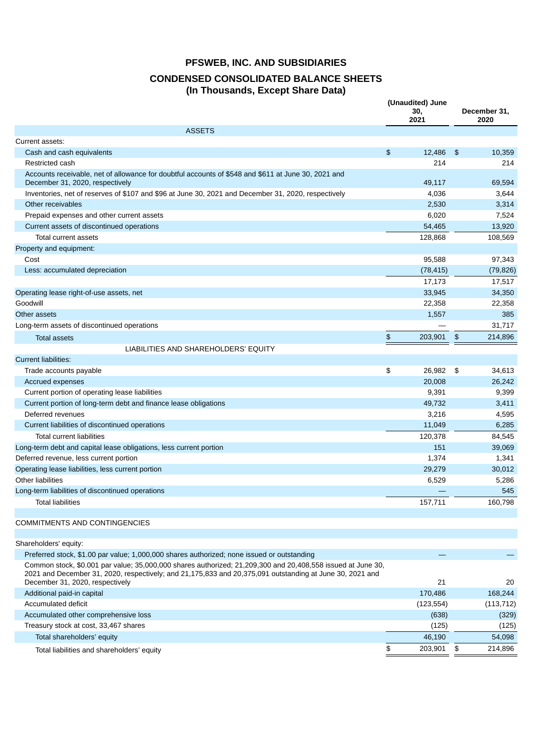# PFSWEB, INC. AND SUBSIDIARIES

## CONDENSED CONSOLIDATED BALANCE SHEETS
### (In Thousands, Except Share Data)

| | (Unaudited) June 30, 2021 | December 31, 2020 |
|---|---|---|
| **ASSETS** | | |
| Current assets: | | |
| Cash and cash equivalents | $ 12,486 | $ 10,359 |
| Restricted cash | 214 | 214 |
| Accounts receivable, net of allowance for doubtful accounts of $548 and $611 at June 30, 2021 and December 31, 2020, respectively | 49,117 | 69,594 |
| Inventories, net of reserves of $107 and $96 at June 30, 2021 and December 31, 2020, respectively | 4,036 | 3,644 |
| Other receivables | 2,530 | 3,314 |
| Prepaid expenses and other current assets | 6,020 | 7,524 |
| Current assets of discontinued operations | 54,465 | 13,920 |
| Total current assets | 128,868 | 108,569 |
| Property and equipment: | | |
| Cost | 95,588 | 97,343 |
| Less: accumulated depreciation | (78,415) | (79,826) |
| | 17,173 | 17,517 |
| Operating lease right-of-use assets, net | 33,945 | 34,350 |
| Goodwill | 22,358 | 22,358 |
| Other assets | 1,557 | 385 |
| Long-term assets of discontinued operations | — | 31,717 |
| Total assets | $ 203,901 | $ 214,896 |
| **LIABILITIES AND SHAREHOLDERS' EQUITY** | | |
| Current liabilities: | | |
| Trade accounts payable | $ 26,982 | $ 34,613 |
| Accrued expenses | 20,008 | 26,242 |
| Current portion of operating lease liabilities | 9,391 | 9,399 |
| Current portion of long-term debt and finance lease obligations | 49,732 | 3,411 |
| Deferred revenues | 3,216 | 4,595 |
| Current liabilities of discontinued operations | 11,049 | 6,285 |
| Total current liabilities | 120,378 | 84,545 |
| Long-term debt and capital lease obligations, less current portion | 151 | 39,069 |
| Deferred revenue, less current portion | 1,374 | 1,341 |
| Operating lease liabilities, less current portion | 29,279 | 30,012 |
| Other liabilities | 6,529 | 5,286 |
| Long-term liabilities of discontinued operations | — | 545 |
| Total liabilities | 157,711 | 160,798 |
| | | |
| COMMITMENTS AND CONTINGENCIES | | |
| | | |
| Shareholders' equity: | | |
| Preferred stock, $1.00 par value; 1,000,000 shares authorized; none issued or outstanding | — | — |
| Common stock, $0.001 par value; 35,000,000 shares authorized; 21,209,300 and 20,408,558 shares issued at June 30, 2021 and December 31, 2020, respectively; and 21,175,833 and 20,375,091 outstanding at June 30, 2021 and December 31, 2020, respectively | 21 | 20 |
| Additional paid-in capital | 170,486 | 168,244 |
| Accumulated deficit | (123,554) | (113,712) |
| Accumulated other comprehensive loss | (638) | (329) |
| Treasury stock at cost, 33,467 shares | (125) | (125) |
| Total shareholders' equity | 46,190 | 54,098 |
| Total liabilities and shareholders' equity | $ 203,901 | $ 214,896 |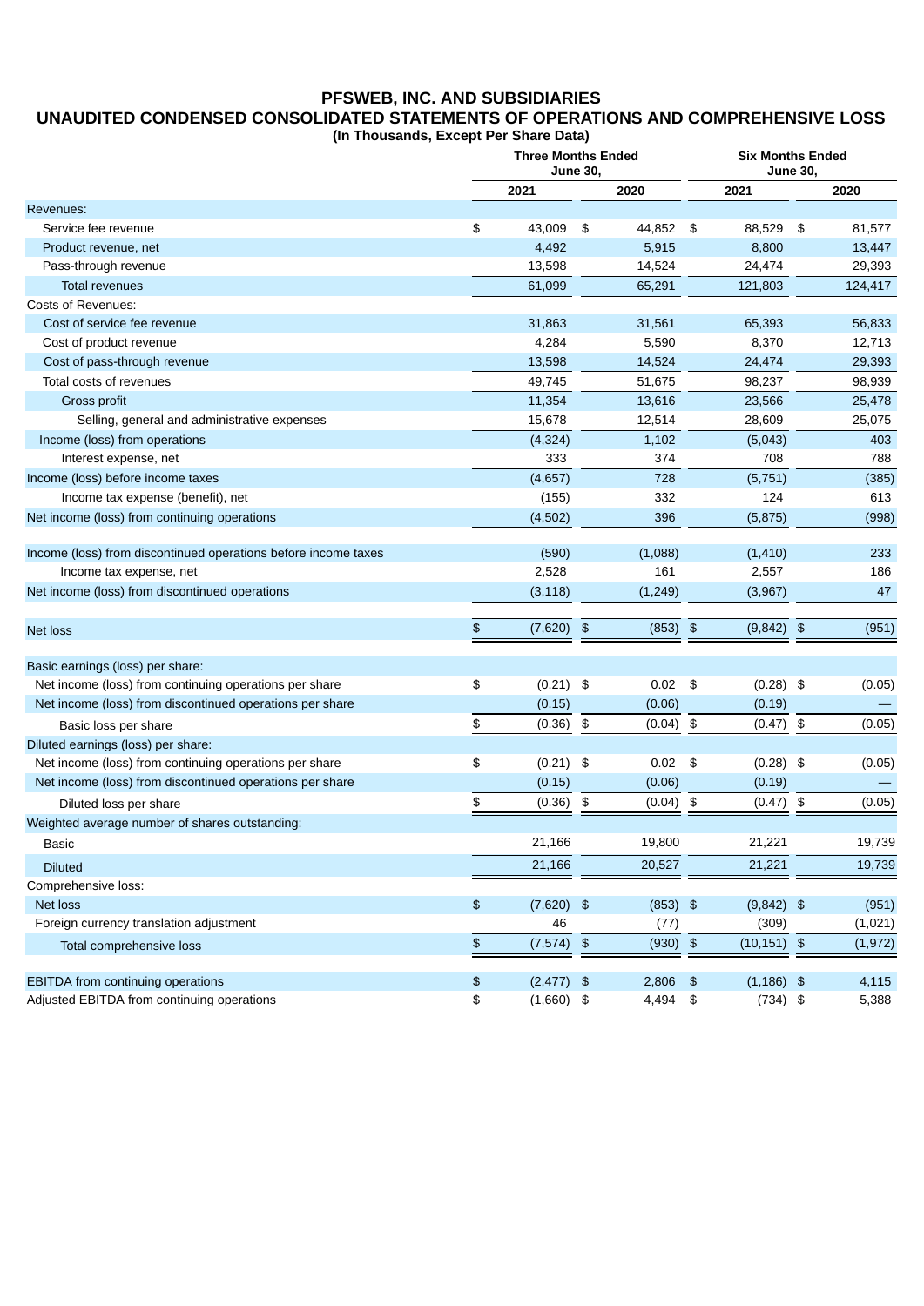# PFSWEB, INC. AND SUBSIDIARIES

## UNAUDITED CONDENSED CONSOLIDATED STATEMENTS OF OPERATIONS AND COMPREHENSIVE LOSS

**(In Thousands, Except Per Share Data)**

| | Three Months Ended June 30, | | Six Months Ended June 30, | |
|---|---|---|---|---|
| | 2021 | 2020 | 2021 | 2020 |
| Revenues: | | | | |
| Service fee revenue | $ 43,009 | $ 44,852 | $ 88,529 | $ 81,577 |
| Product revenue, net | 4,492 | 5,915 | 8,800 | 13,447 |
| Pass-through revenue | 13,598 | 14,524 | 24,474 | 29,393 |
| Total revenues | 61,099 | 65,291 | 121,803 | 124,417 |
| Costs of Revenues: | | | | |
| Cost of service fee revenue | 31,863 | 31,561 | 65,393 | 56,833 |
| Cost of product revenue | 4,284 | 5,590 | 8,370 | 12,713 |
| Cost of pass-through revenue | 13,598 | 14,524 | 24,474 | 29,393 |
| Total costs of revenues | 49,745 | 51,675 | 98,237 | 98,939 |
| Gross profit | 11,354 | 13,616 | 23,566 | 25,478 |
| Selling, general and administrative expenses | 15,678 | 12,514 | 28,609 | 25,075 |
| Income (loss) from operations | (4,324) | 1,102 | (5,043) | 403 |
| Interest expense, net | 333 | 374 | 708 | 788 |
| Income (loss) before income taxes | (4,657) | 728 | (5,751) | (385) |
| Income tax expense (benefit), net | (155) | 332 | 124 | 613 |
| Net income (loss) from continuing operations | (4,502) | 396 | (5,875) | (998) |
| Income (loss) from discontinued operations before income taxes | (590) | (1,088) | (1,410) | 233 |
| Income tax expense, net | 2,528 | 161 | 2,557 | 186 |
| Net income (loss) from discontinued operations | (3,118) | (1,249) | (3,967) | 47 |
| Net loss | $ (7,620) | $ (853) | $ (9,842) | $ (951) |
| Basic earnings (loss) per share: | | | | |
| Net income (loss) from continuing operations per share | $ (0.21) | $ 0.02 | $ (0.28) | $ (0.05) |
| Net income (loss) from discontinued operations per share | (0.15) | (0.06) | (0.19) | — |
| Basic loss per share | $ (0.36) | $ (0.04) | $ (0.47) | $ (0.05) |
| Diluted earnings (loss) per share: | | | | |
| Net income (loss) from continuing operations per share | $ (0.21) | $ 0.02 | $ (0.28) | $ (0.05) |
| Net income (loss) from discontinued operations per share | (0.15) | (0.06) | (0.19) | — |
| Diluted loss per share | $ (0.36) | $ (0.04) | $ (0.47) | $ (0.05) |
| Weighted average number of shares outstanding: | | | | |
| Basic | 21,166 | 19,800 | 21,221 | 19,739 |
| Diluted | 21,166 | 20,527 | 21,221 | 19,739 |
| Comprehensive loss: | | | | |
| Net loss | $ (7,620) | $ (853) | $ (9,842) | $ (951) |
| Foreign currency translation adjustment | 46 | (77) | (309) | (1,021) |
| Total comprehensive loss | $ (7,574) | $ (930) | $ (10,151) | $ (1,972) |
| EBITDA from continuing operations | $ (2,477) | $ 2,806 | $ (1,186) | $ 4,115 |
| Adjusted EBITDA from continuing operations | $ (1,660) | $ 4,494 | $ (734) | $ 5,388 |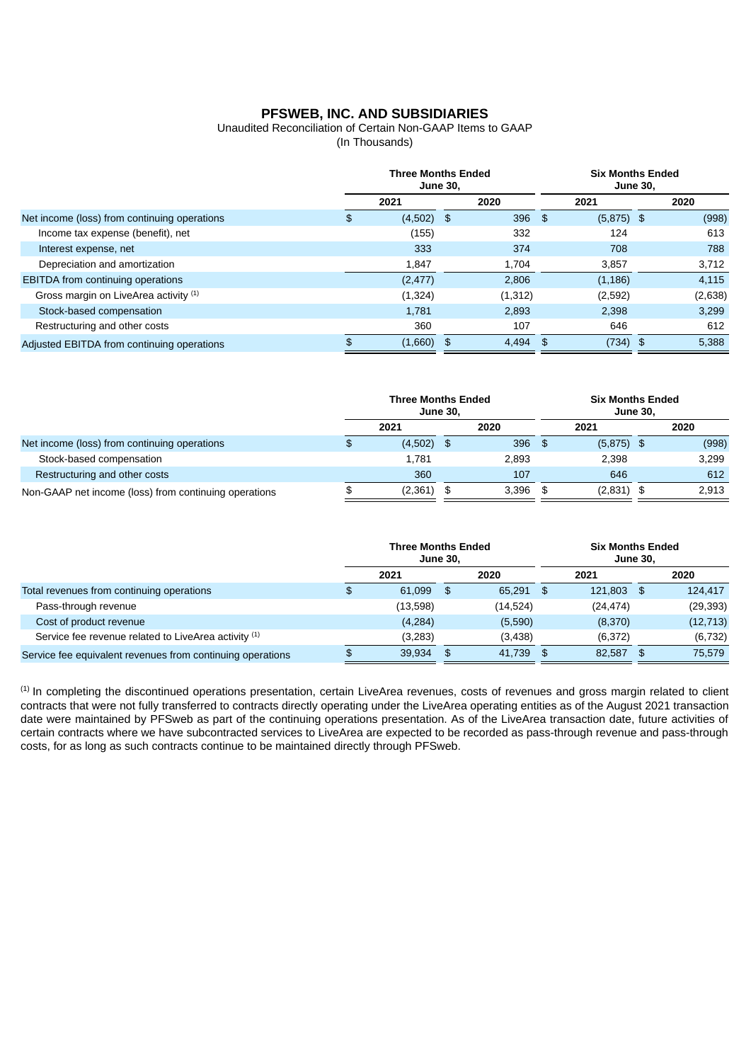# PFSWEB, INC. AND SUBSIDIARIES

Unaudited Reconciliation of Certain Non-GAAP Items to GAAP

(In Thousands)

| | Three Months Ended June 30, | | Six Months Ended June 30, | |
|---|---|---|---|---|
| | 2021 | 2020 | 2021 | 2020 |
| Net income (loss) from continuing operations | $ (4,502) | $ 396 | $ (5,875) | $ (998) |
| Income tax expense (benefit), net | (155) | 332 | 124 | 613 |
| Interest expense, net | 333 | 374 | 708 | 788 |
| Depreciation and amortization | 1,847 | 1,704 | 3,857 | 3,712 |
| EBITDA from continuing operations | (2,477) | 2,806 | (1,186) | 4,115 |
| Gross margin on LiveArea activity [(1)] | (1,324) | (1,312) | (2,592) | (2,638) |
| Stock-based compensation | 1,781 | 2,893 | 2,398 | 3,299 |
| Restructuring and other costs | 360 | 107 | 646 | 612 |
| Adjusted EBITDA from continuing operations | $ (1,660) | $ 4,494 | $ (734) | $ 5,388 |

| | Three Months Ended June 30, | | Six Months Ended June 30, | |
|---|---|---|---|---|
| | 2021 | 2020 | 2021 | 2020 |
| Net income (loss) from continuing operations | $ (4,502) | $ 396 | $ (5,875) | $ (998) |
| Stock-based compensation | 1,781 | 2,893 | 2,398 | 3,299 |
| Restructuring and other costs | 360 | 107 | 646 | 612 |
| Non-GAAP net income (loss) from continuing operations | $ (2,361) | $ 3,396 | $ (2,831) | $ 2,913 |

| | Three Months Ended June 30, | | Six Months Ended June 30, | |
|---|---|---|---|---|
| | 2021 | 2020 | 2021 | 2020 |
| Total revenues from continuing operations | $ 61,099 | $ 65,291 | $ 121,803 | $ 124,417 |
| Pass-through revenue | (13,598) | (14,524) | (24,474) | (29,393) |
| Cost of product revenue | (4,284) | (5,590) | (8,370) | (12,713) |
| Service fee revenue related to LiveArea activity [(1)] | (3,283) | (3,438) | (6,372) | (6,732) |
| Service fee equivalent revenues from continuing operations | $ 39,934 | $ 41,739 | $ 82,587 | $ 75,579 |

[(1)] In completing the discontinued operations presentation, certain LiveArea revenues, costs of revenues and gross margin related to client contracts that were not fully transferred to contracts directly operating under the LiveArea operating entities as of the August 2021 transaction date were maintained by PFSweb as part of the continuing operations presentation. As of the LiveArea transaction date, future activities of certain contracts where we have subcontracted services to LiveArea are expected to be recorded as pass-through revenue and pass-through costs, for as long as such contracts continue to be maintained directly through PFSweb.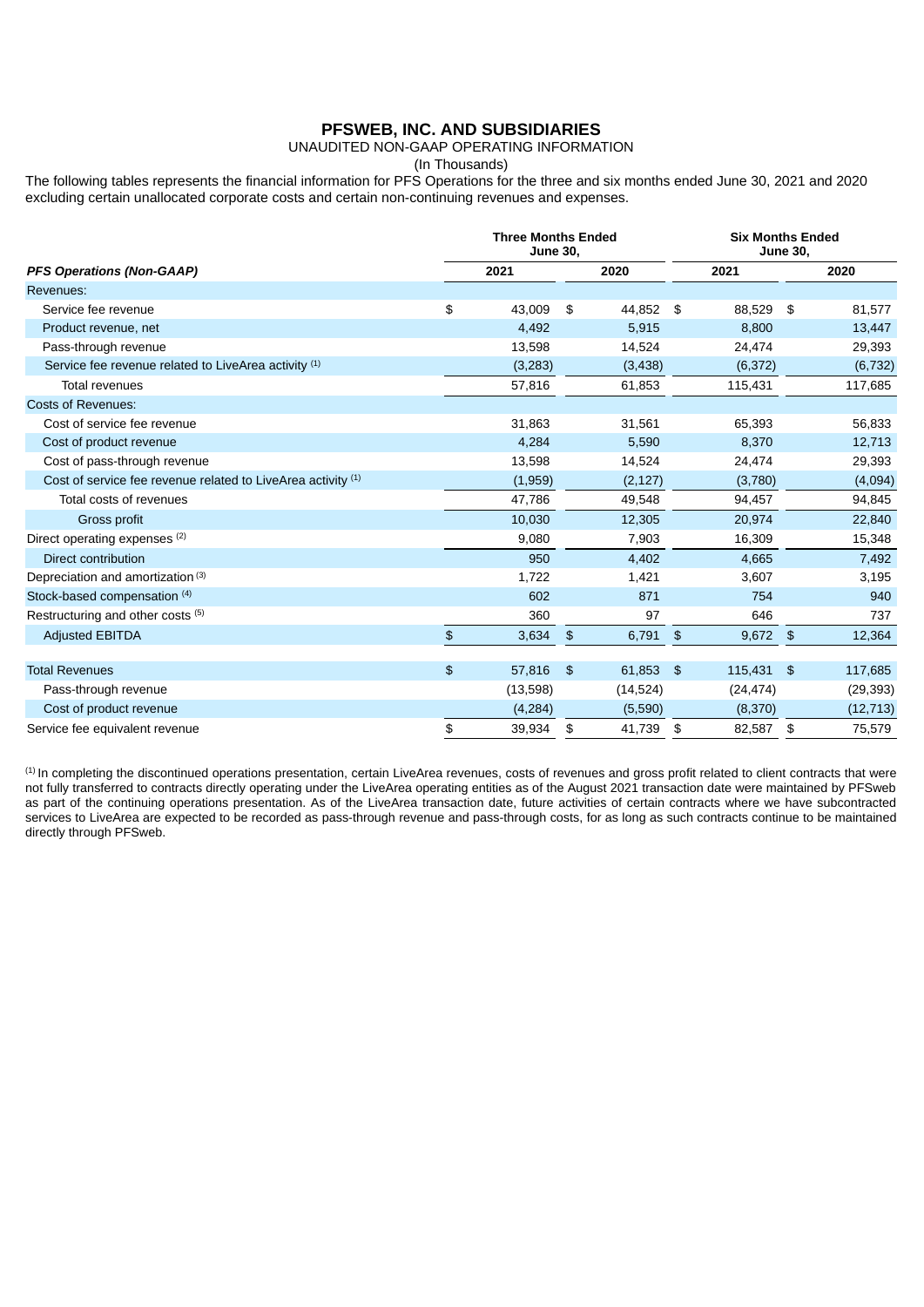# PFSWEB, INC. AND SUBSIDIARIES

UNAUDITED NON-GAAP OPERATING INFORMATION

(In Thousands)

The following tables represents the financial information for PFS Operations for the three and six months ended June 30, 2021 and 2020 excluding certain unallocated corporate costs and certain non-continuing revenues and expenses.

| | Three Months Ended June 30, | | Six Months Ended June 30, | |
|---|---|---|---|---|
| ***PFS Operations (Non-GAAP)*** | **2021** | **2020** | **2021** | **2020** |
| Revenues: | | | | |
| Service fee revenue | $ 43,009 | $ 44,852 | $ 88,529 | $ 81,577 |
| Product revenue, net | 4,492 | 5,915 | 8,800 | 13,447 |
| Pass-through revenue | 13,598 | 14,524 | 24,474 | 29,393 |
| Service fee revenue related to LiveArea activity [1] | (3,283) | (3,438) | (6,372) | (6,732) |
| Total revenues | 57,816 | 61,853 | 115,431 | 117,685 |
| Costs of Revenues: | | | | |
| Cost of service fee revenue | 31,863 | 31,561 | 65,393 | 56,833 |
| Cost of product revenue | 4,284 | 5,590 | 8,370 | 12,713 |
| Cost of pass-through revenue | 13,598 | 14,524 | 24,474 | 29,393 |
| Cost of service fee revenue related to LiveArea activity [1] | (1,959) | (2,127) | (3,780) | (4,094) |
| Total costs of revenues | 47,786 | 49,548 | 94,457 | 94,845 |
| Gross profit | 10,030 | 12,305 | 20,974 | 22,840 |
| Direct operating expenses [2] | 9,080 | 7,903 | 16,309 | 15,348 |
| Direct contribution | 950 | 4,402 | 4,665 | 7,492 |
| Depreciation and amortization [3] | 1,722 | 1,421 | 3,607 | 3,195 |
| Stock-based compensation [4] | 602 | 871 | 754 | 940 |
| Restructuring and other costs [5] | 360 | 97 | 646 | 737 |
| Adjusted EBITDA | $ 3,634 | $ 6,791 | $ 9,672 | $ 12,364 |
| | | | | |
| Total Revenues | $ 57,816 | $ 61,853 | $ 115,431 | $ 117,685 |
| Pass-through revenue | (13,598) | (14,524) | (24,474) | (29,393) |
| Cost of product revenue | (4,284) | (5,590) | (8,370) | (12,713) |
| Service fee equivalent revenue | $ 39,934 | $ 41,739 | $ 82,587 | $ 75,579 |

[1] In completing the discontinued operations presentation, certain LiveArea revenues, costs of revenues and gross profit related to client contracts that were not fully transferred to contracts directly operating under the LiveArea operating entities as of the August 2021 transaction date were maintained by PFSweb as part of the continuing operations presentation. As of the LiveArea transaction date, future activities of certain contracts where we have subcontracted services to LiveArea are expected to be recorded as pass-through revenue and pass-through costs, for as long as such contracts continue to be maintained directly through PFSweb.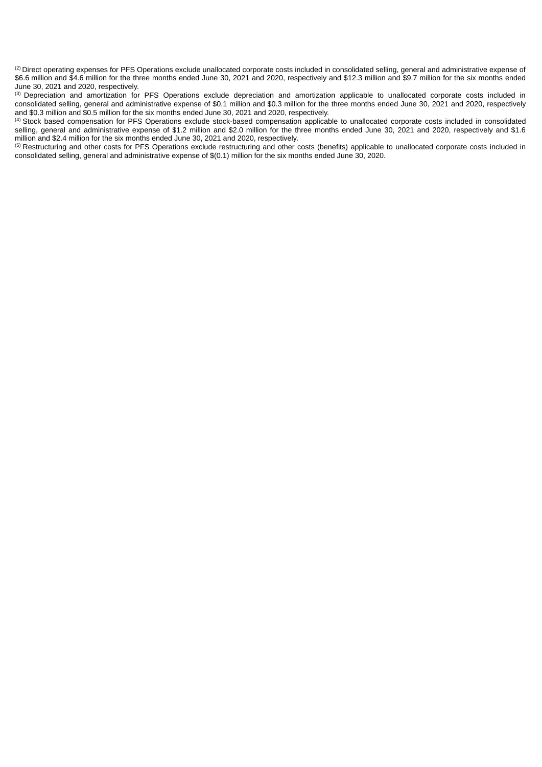(2) Direct operating expenses for PFS Operations exclude unallocated corporate costs included in consolidated selling, general and administrative expense of \$6.6 million and \$4.6 million for the three months ended June 30, 2021 and 2020, respectively and \$12.3 million and \$9.7 million for the six months ended June 30, 2021 and 2020, respectively.

(3) Depreciation and amortization for PFS Operations exclude depreciation and amortization applicable to unallocated corporate costs included in consolidated selling, general and administrative expense of \$0.1 million and \$0.3 million for the three months ended June 30, 2021 and 2020, respectively and \$0.3 million and \$0.5 million for the six months ended June 30, 2021 and 2020, respectively.

(4) Stock based compensation for PFS Operations exclude stock-based compensation applicable to unallocated corporate costs included in consolidated selling, general and administrative expense of \$1.2 million and \$2.0 million for the three months ended June 30, 2021 and 2020, respectively and \$1.6 million and \$2.4 million for the six months ended June 30, 2021 and 2020, respectively.

(5) Restructuring and other costs for PFS Operations exclude restructuring and other costs (benefits) applicable to unallocated corporate costs included in consolidated selling, general and administrative expense of \$(0.1) million for the six months ended June 30, 2020.